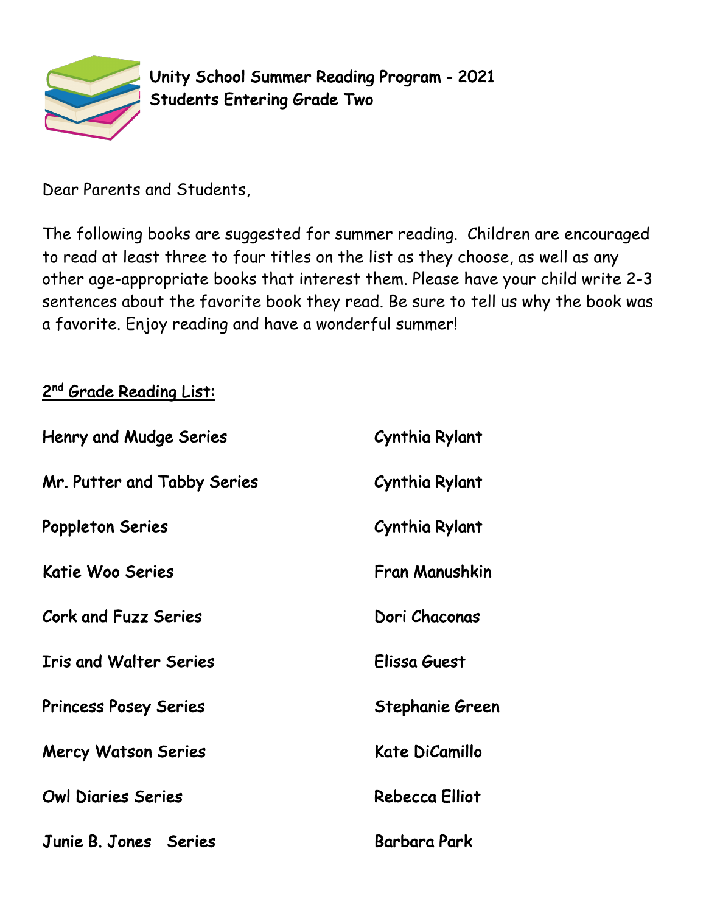# Unity School Summer Reading Program - 2021
## Students Entering Grade Two

Dear Parents and Students,

The following books are suggested for summer reading. Children are encouraged to read at least three to four titles on the list as they choose, as well as any other age-appropriate books that interest them. Please have your child write 2-3 sentences about the favorite book they read. Be sure to tell us why the book was a favorite. Enjoy reading and have a wonderful summer!

### 2nd Grade Reading List:

| Series | Author |
| --- | --- |
| Henry and Mudge Series | Cynthia Rylant |
| Mr. Putter and Tabby Series | Cynthia Rylant |
| Poppleton Series | Cynthia Rylant |
| Katie Woo Series | Fran Manushkin |
| Cork and Fuzz Series | Dori Chaconas |
| Iris and Walter Series | Elissa Guest |
| Princess Posey Series | Stephanie Green |
| Mercy Watson Series | Kate DiCamillo |
| Owl Diaries Series | Rebecca Elliot |
| Junie B. Jones Series | Barbara Park |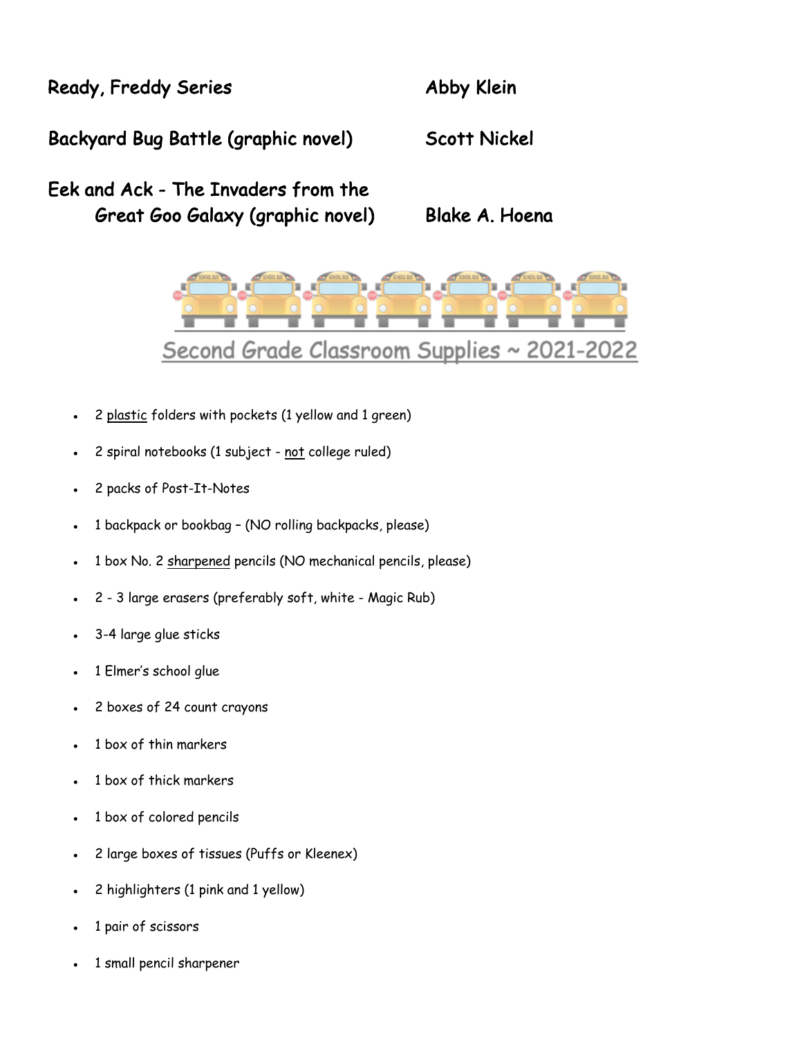**Ready, Freddy Series** — **Abby Klein**

**Backyard Bug Battle (graphic novel)** — **Scott Nickel**

**Eek and Ack - The Invaders from the Great Goo Galaxy (graphic novel)** — **Blake A. Hoena**

## Second Grade Classroom Supplies ~ 2021-2022

- 2 plastic folders with pockets (1 yellow and 1 green)
- 2 spiral notebooks (1 subject - not college ruled)
- 2 packs of Post-It-Notes
- 1 backpack or bookbag – (NO rolling backpacks, please)
- 1 box No. 2 sharpened pencils (NO mechanical pencils, please)
- 2 - 3 large erasers (preferably soft, white - Magic Rub)
- 3-4 large glue sticks
- 1 Elmer's school glue
- 2 boxes of 24 count crayons
- 1 box of thin markers
- 1 box of thick markers
- 1 box of colored pencils
- 2 large boxes of tissues (Puffs or Kleenex)
- 2 highlighters (1 pink and 1 yellow)
- 1 pair of scissors
- 1 small pencil sharpener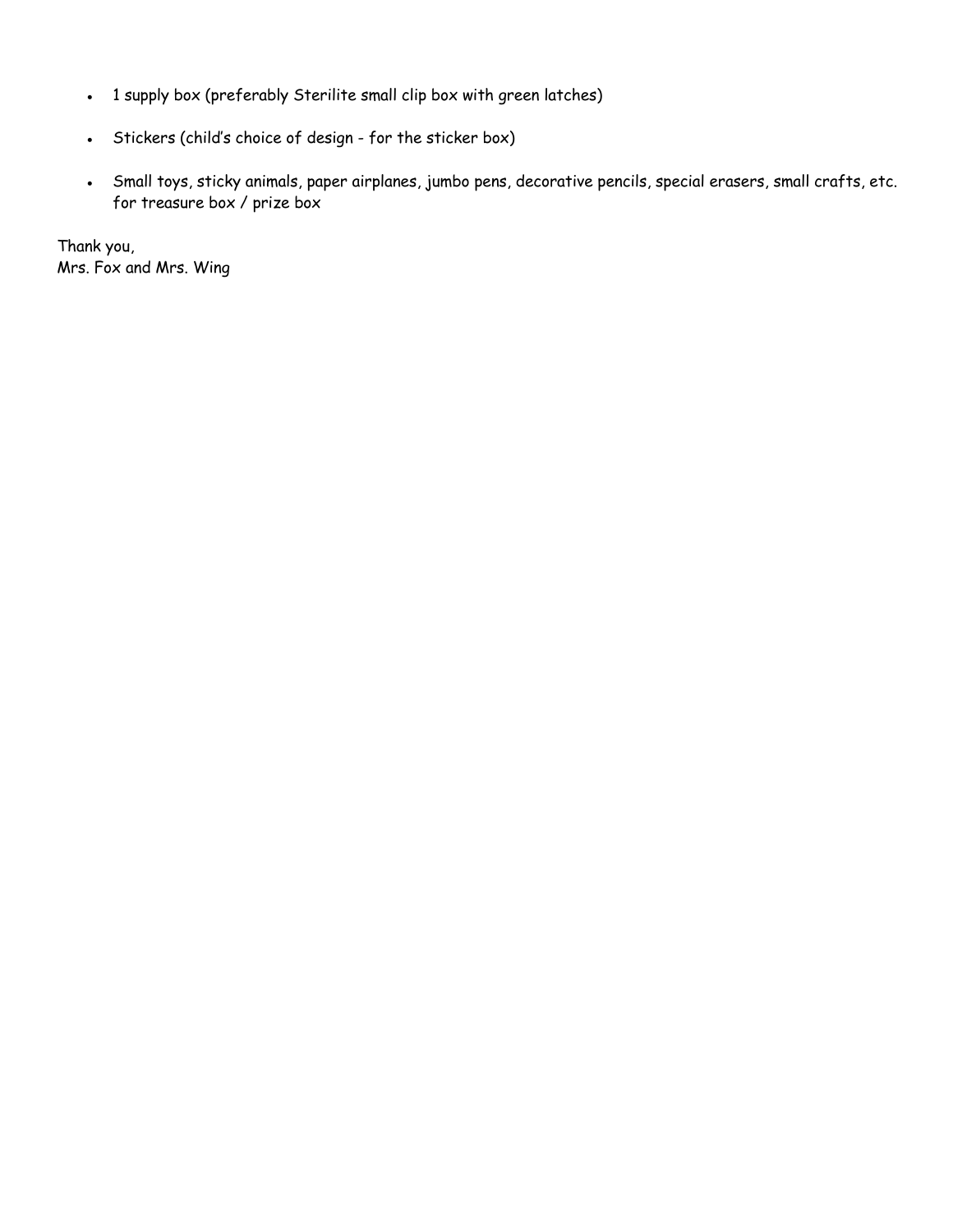- 1 supply box (preferably Sterilite small clip box with green latches)
- Stickers (child's choice of design - for the sticker box)
- Small toys, sticky animals, paper airplanes, jumbo pens, decorative pencils, special erasers, small crafts, etc. for treasure box / prize box

Thank you,
Mrs. Fox and Mrs. Wing